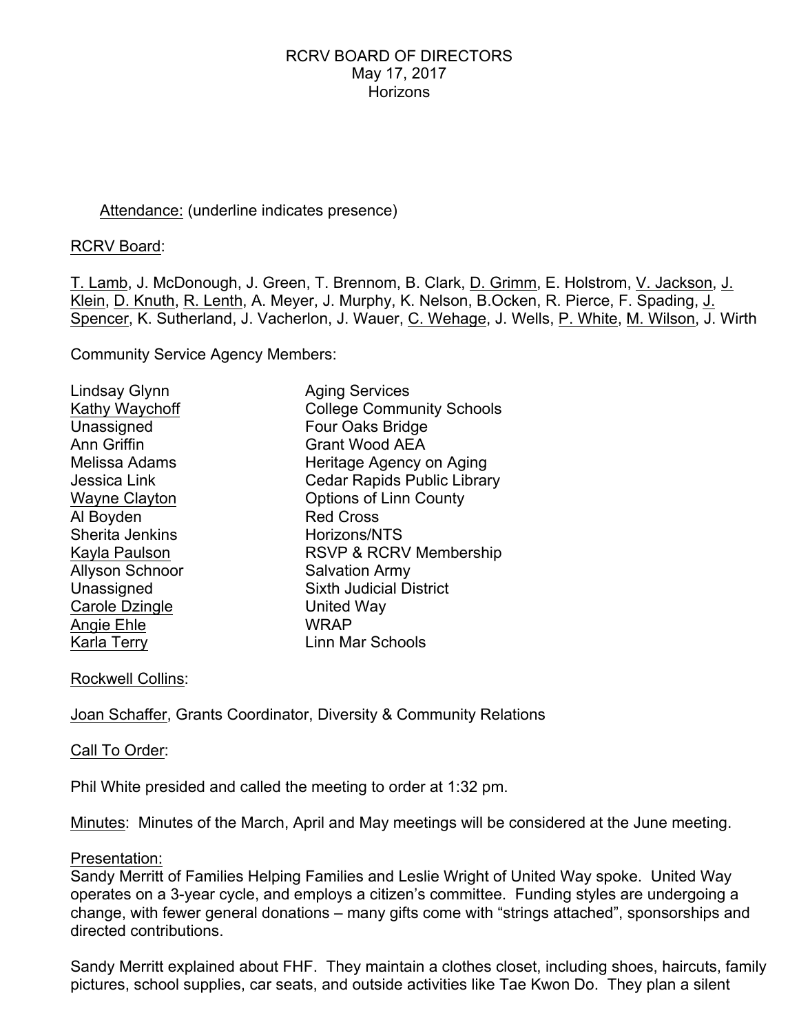RCRV BOARD OF DIRECTORS
May 17, 2017
Horizons

<u>Attendance:</u> (underline indicates presence)

<u>RCRV Board</u>:

<u>T. Lamb</u>, J. McDonough, J. Green, T. Brennom, B. Clark, <u>D. Grimm</u>, E. Holstrom, <u>V. Jackson</u>, <u>J. Klein</u>, <u>D. Knuth</u>, <u>R. Lenth</u>, A. Meyer, J. Murphy, K. Nelson, B.Ocken, R. Pierce, F. Spading, <u>J. Spencer</u>, K. Sutherland, J. Vacherlon, J. Wauer, <u>C. Wehage</u>, J. Wells, <u>P. White</u>, <u>M. Wilson</u>, J. Wirth

Community Service Agency Members:

| | |
|---|---|
| Lindsay Glynn | Aging Services |
| <u>Kathy Waychoff</u> | College Community Schools |
| Unassigned | Four Oaks Bridge |
| Ann Griffin | Grant Wood AEA |
| Melissa Adams | Heritage Agency on Aging |
| Jessica Link | Cedar Rapids Public Library |
| <u>Wayne Clayton</u> | Options of Linn County |
| Al Boyden | Red Cross |
| Sherita Jenkins | Horizons/NTS |
| <u>Kayla Paulson</u> | RSVP & RCRV Membership |
| Allyson Schnoor | Salvation Army |
| Unassigned | Sixth Judicial District |
| <u>Carole Dzingle</u> | United Way |
| <u>Angie Ehle</u> | WRAP |
| <u>Karla Terry</u> | Linn Mar Schools |

<u>Rockwell Collins</u>:

<u>Joan Schaffer</u>, Grants Coordinator, Diversity & Community Relations

<u>Call To Order</u>:

Phil White presided and called the meeting to order at 1:32 pm.

<u>Minutes</u>: Minutes of the March, April and May meetings will be considered at the June meeting.

<u>Presentation:</u>
Sandy Merritt of Families Helping Families and Leslie Wright of United Way spoke. United Way operates on a 3-year cycle, and employs a citizen's committee. Funding styles are undergoing a change, with fewer general donations – many gifts come with "strings attached", sponsorships and directed contributions.

Sandy Merritt explained about FHF. They maintain a clothes closet, including shoes, haircuts, family pictures, school supplies, car seats, and outside activities like Tae Kwon Do. They plan a silent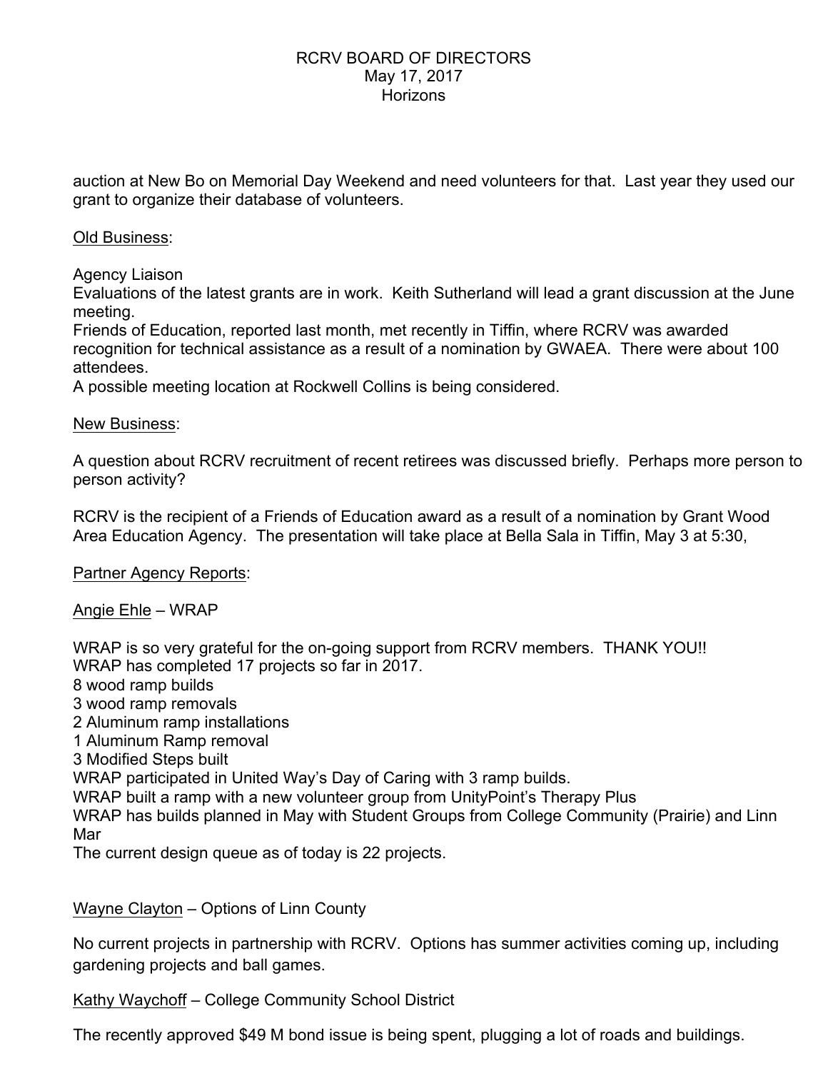auction at New Bo on Memorial Day Weekend and need volunteers for that. Last year they used our grant to organize their database of volunteers.

<u>Old Business</u>:

Agency Liaison
Evaluations of the latest grants are in work. Keith Sutherland will lead a grant discussion at the June meeting.
Friends of Education, reported last month, met recently in Tiffin, where RCRV was awarded recognition for technical assistance as a result of a nomination by GWAEA. There were about 100 attendees.
A possible meeting location at Rockwell Collins is being considered.

<u>New Business</u>:

A question about RCRV recruitment of recent retirees was discussed briefly. Perhaps more person to person activity?

RCRV is the recipient of a Friends of Education award as a result of a nomination by Grant Wood Area Education Agency. The presentation will take place at Bella Sala in Tiffin, May 3 at 5:30,

<u>Partner Agency Reports</u>:

<u>Angie Ehle</u> – WRAP

WRAP is so very grateful for the on-going support from RCRV members. THANK YOU!!
WRAP has completed 17 projects so far in 2017.
8 wood ramp builds
3 wood ramp removals
2 Aluminum ramp installations
1 Aluminum Ramp removal
3 Modified Steps built
WRAP participated in United Way's Day of Caring with 3 ramp builds.
WRAP built a ramp with a new volunteer group from UnityPoint's Therapy Plus
WRAP has builds planned in May with Student Groups from College Community (Prairie) and Linn Mar
The current design queue as of today is 22 projects.

<u>Wayne Clayton</u> – Options of Linn County

No current projects in partnership with RCRV. Options has summer activities coming up, including gardening projects and ball games.

<u>Kathy Waychoff</u> – College Community School District

The recently approved $49 M bond issue is being spent, plugging a lot of roads and buildings.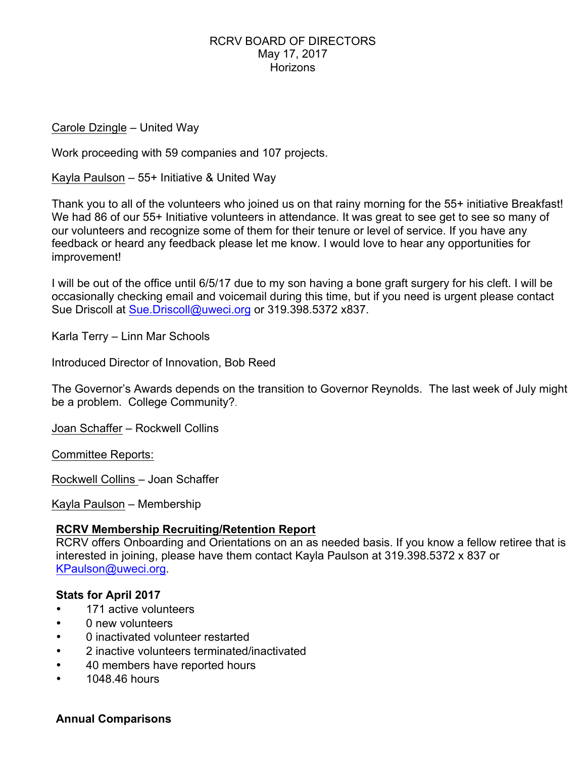RCRV BOARD OF DIRECTORS
May 17, 2017
Horizons

Carole Dzingle – United Way

Work proceeding with 59 companies and 107 projects.

Kayla Paulson – 55+ Initiative & United Way

Thank you to all of the volunteers who joined us on that rainy morning for the 55+ initiative Breakfast! We had 86 of our 55+ Initiative volunteers in attendance. It was great to see get to see so many of our volunteers and recognize some of them for their tenure or level of service. If you have any feedback or heard any feedback please let me know. I would love to hear any opportunities for improvement!

I will be out of the office until 6/5/17 due to my son having a bone graft surgery for his cleft. I will be occasionally checking email and voicemail during this time, but if you need is urgent please contact Sue Driscoll at Sue.Driscoll@uweci.org or 319.398.5372 x837.

Karla Terry – Linn Mar Schools

Introduced Director of Innovation, Bob Reed

The Governor's Awards depends on the transition to Governor Reynolds. The last week of July might be a problem. College Community?.

Joan Schaffer – Rockwell Collins

Committee Reports:

Rockwell Collins – Joan Schaffer

Kayla Paulson – Membership

**RCRV Membership Recruiting/Retention Report**

RCRV offers Onboarding and Orientations on an as needed basis. If you know a fellow retiree that is interested in joining, please have them contact Kayla Paulson at 319.398.5372 x 837 or KPaulson@uweci.org.

**Stats for April 2017**

- 171 active volunteers
- 0 new volunteers
- 0 inactivated volunteer restarted
- 2 inactive volunteers terminated/inactivated
- 40 members have reported hours
- 1048.46 hours

**Annual Comparisons**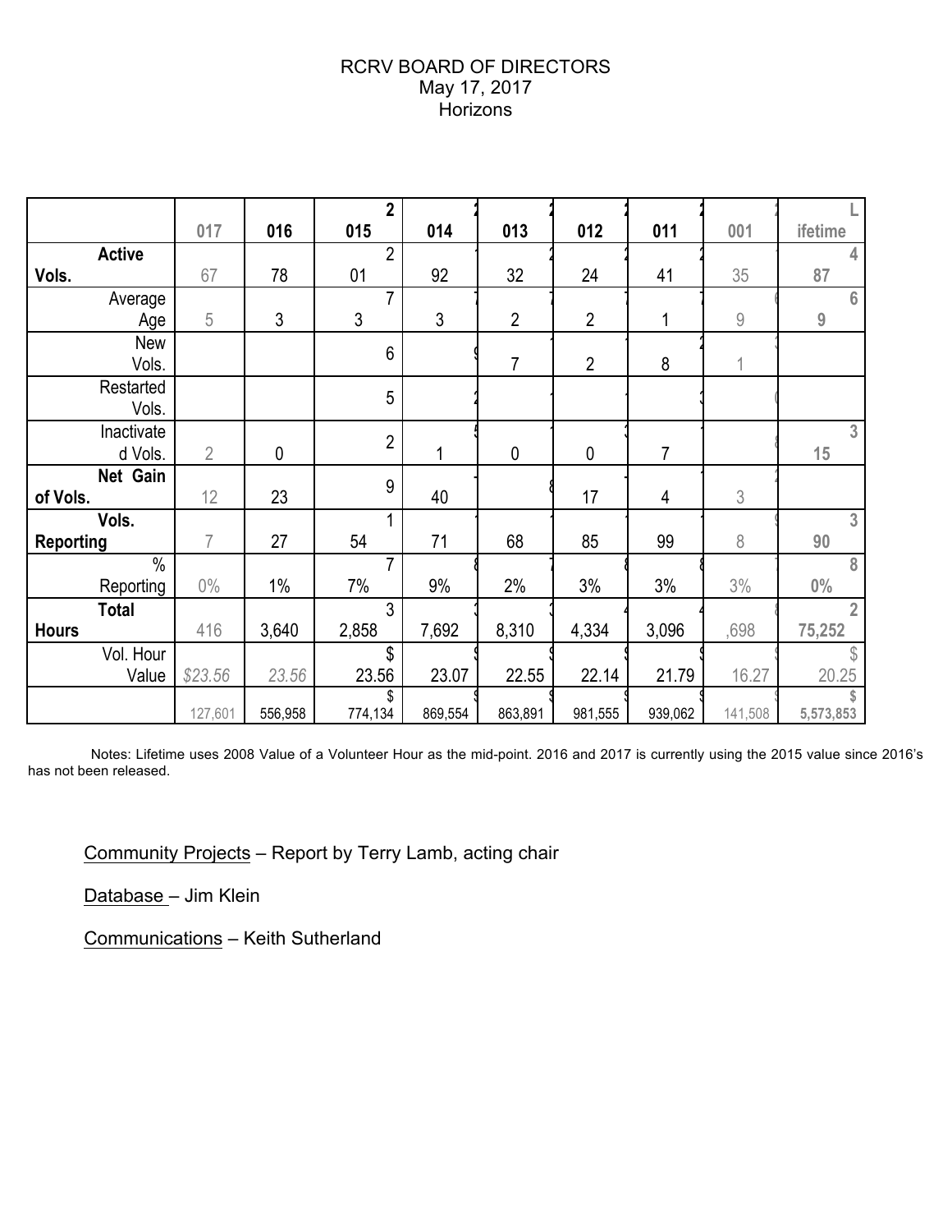RCRV BOARD OF DIRECTORS
May 17, 2017
Horizons

| | 017 | 016 | 2 015 | 014 | 013 | 012 | 011 | 001 | L ifetime |
|---|---|---|---|---|---|---|---|---|---|
| Active Vols. | 67 | 78 | 2 01 | 92 | 32 | 24 | 41 | 35 | 4 87 |
| Average Age | 5 | 3 | 7 3 | 3 | 2 | 2 | 1 | 9 | 6 9 |
| New Vols. | | | 6 | | 7 | 2 | 8 | 1 | |
| Restarted Vols. | | | 5 | | | | | | |
| Inactivated Vols. | 2 | 0 | 2 | 1 | 0 | 0 | 7 | | 3 15 |
| Net Gain of Vols. | 12 | 23 | 9 | 40 | | 17 | 4 | 3 | |
| Vols. Reporting | 7 | 27 | 1 54 | 71 | 68 | 85 | 99 | 8 | 3 90 |
| % Reporting | 0% | 1% | 7 7% | 9% | 2% | 3% | 3% | 3% | 8 0% |
| Total Hours | 416 | 3,640 | 3 2,858 | 7,692 | 8,310 | 4,334 | 3,096 | ,698 | 2 75,252 |
| Vol. Hour Value | *$23.56* | *23.56* | $ 23.56 | 23.07 | 22.55 | 22.14 | 21.79 | 16.27 | $ 20.25 |
| | 127,601 | 556,958 | $ 774,134 | 869,554 | 863,891 | 981,555 | 939,062 | 141,508 | $ 5,573,853 |

Notes: Lifetime uses 2008 Value of a Volunteer Hour as the mid-point. 2016 and 2017 is currently using the 2015 value since 2016's has not been released.

Community Projects – Report by Terry Lamb, acting chair

Database – Jim Klein

Communications – Keith Sutherland